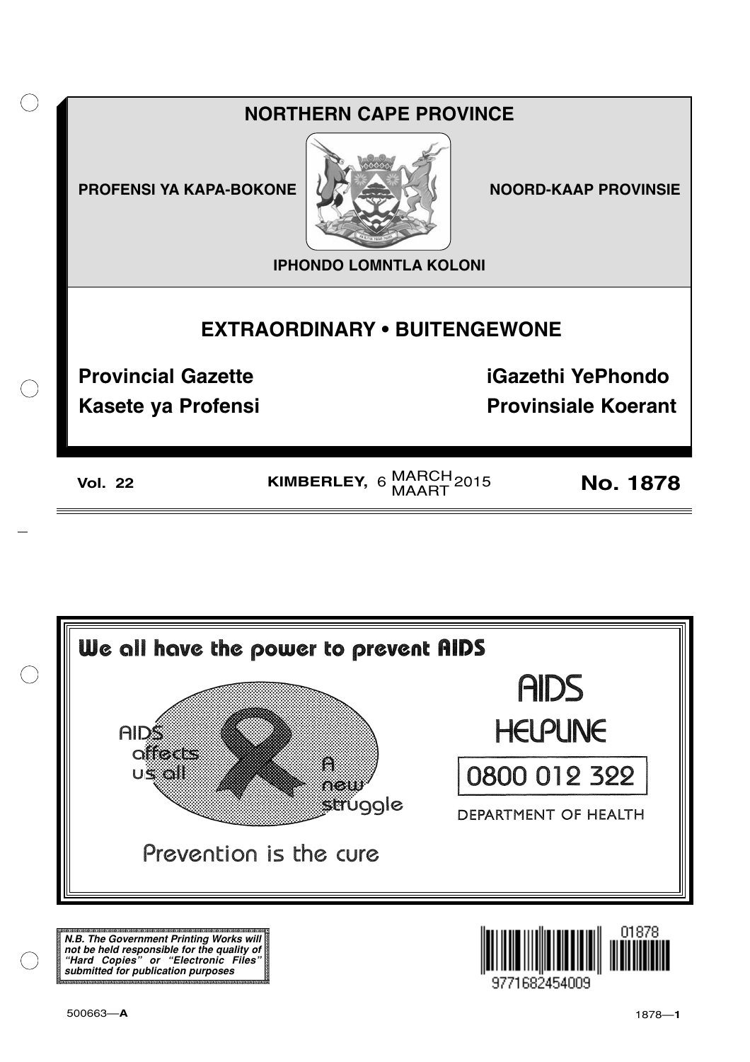# NORTHERN CAPE PROVINCE

**PROFENSI YA KAPA-BOKONE** | **NOORD-KAAP PROVINSIE**

**IPHONDO LOMNTLA KOLONI**

## EXTRAORDINARY • BUITENGEWONE

**Provincial Gazette** | **iGazethi YePhondo**

**Kasete ya Profensi** | **Provinsiale Koerant**

**Vol. 22** | **KIMBERLEY,** 6 MARCH MAART 2015 | **No. 1878**

---

**We all have the power to prevent AIDS**

AIDS affects us all

A new struggle

Prevention is the cure

AIDS HELPLINE

0800 012 322

DEPARTMENT OF HEALTH

***N.B. The Government Printing Works will not be held responsible for the quality of "Hard Copies" or "Electronic Files" submitted for publication purposes***

01878

9771682454009

500663—**A**

1878—**1**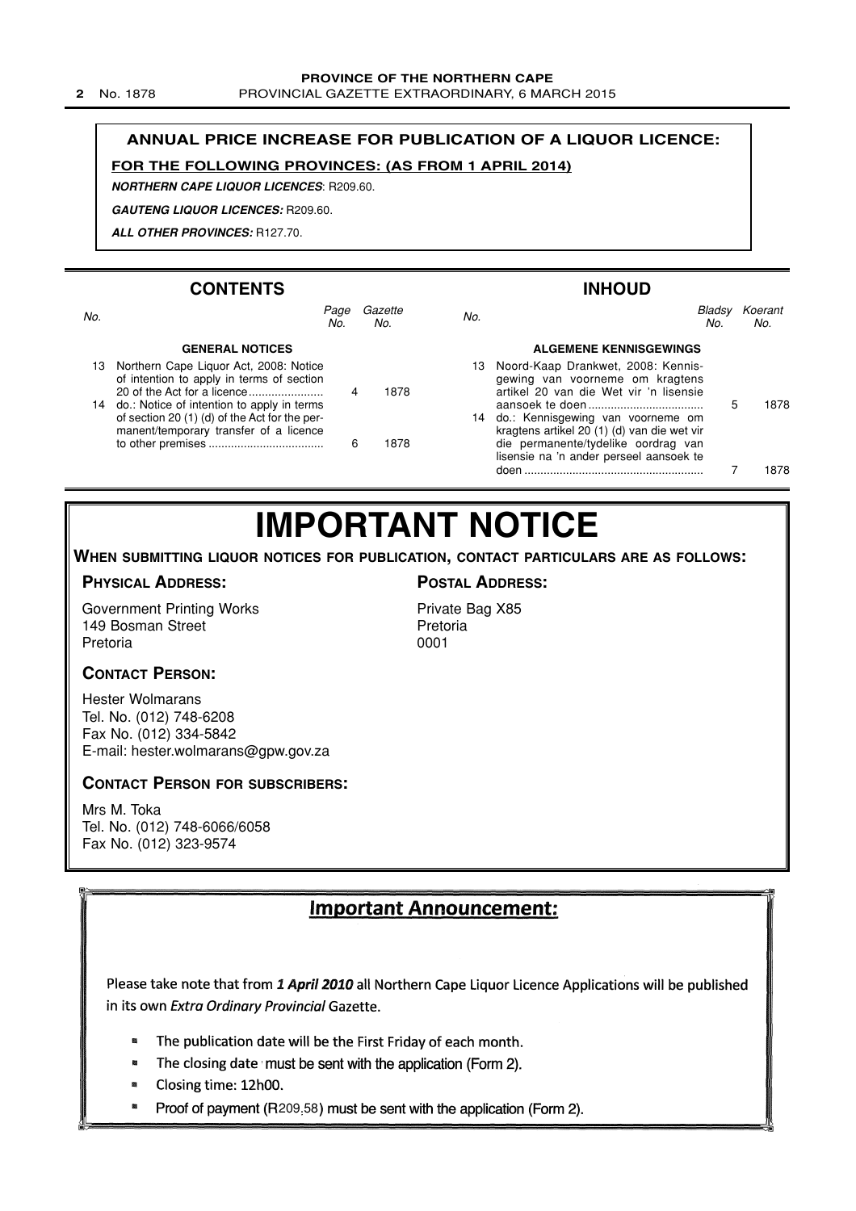**ANNUAL PRICE INCREASE FOR PUBLICATION OF A LIQUOR LICENCE:**

**FOR THE FOLLOWING PROVINCES: (AS FROM 1 APRIL 2014)**

***NORTHERN CAPE LIQUOR LICENCES*:** R209.60.

***GAUTENG LIQUOR LICENCES:*** R209.60.

***ALL OTHER PROVINCES:*** R127.70.

## CONTENTS

| No. | | Page No. | Gazette No. |
|---|---|---|---|
| | **GENERAL NOTICES** | | |
| 13 | Northern Cape Liquor Act, 2008: Notice of intention to apply in terms of section 20 of the Act for a licence | 4 | 1878 |
| 14 | do.: Notice of intention to apply in terms of section 20 (1) (d) of the Act for the permanent/temporary transfer of a licence to other premises | 6 | 1878 |

## INHOUD

| No. | | Bladsy No. | Koerant No. |
|---|---|---|---|
| | **ALGEMENE KENNISGEWINGS** | | |
| 13 | Noord-Kaap Drankwet, 2008: Kennisgewing van voorneme om kragtens artikel 20 van die Wet vir 'n lisensie aansoek te doen | 5 | 1878 |
| 14 | do.: Kennisgewing van voorneme om kragtens artikel 20 (1) (d) van die wet vir die permanente/tydelike oordrag van lisensie na 'n ander perseel aansoek te doen | 7 | 1878 |

# IMPORTANT NOTICE

**WHEN SUBMITTING LIQUOR NOTICES FOR PUBLICATION, CONTACT PARTICULARS ARE AS FOLLOWS:**

**PHYSICAL ADDRESS:**

Government Printing Works
149 Bosman Street
Pretoria

**POSTAL ADDRESS:**

Private Bag X85
Pretoria
0001

**CONTACT PERSON:**

Hester Wolmarans
Tel. No. (012) 748-6208
Fax No. (012) 334-5842
E-mail: hester.wolmarans@gpw.gov.za

**CONTACT PERSON FOR SUBSCRIBERS:**

Mrs M. Toka
Tel. No. (012) 748-6066/6058
Fax No. (012) 323-9574

## Important Announcement:

Please take note that from ***1 April 2010*** all Northern Cape Liquor Licence Applications will be published in its own *Extra Ordinary Provincial* Gazette.

- The publication date will be the First Friday of each month.
- The closing date must be sent with the application (Form 2).
- Closing time: 12h00.
- Proof of payment (R209.58) must be sent with the application (Form 2).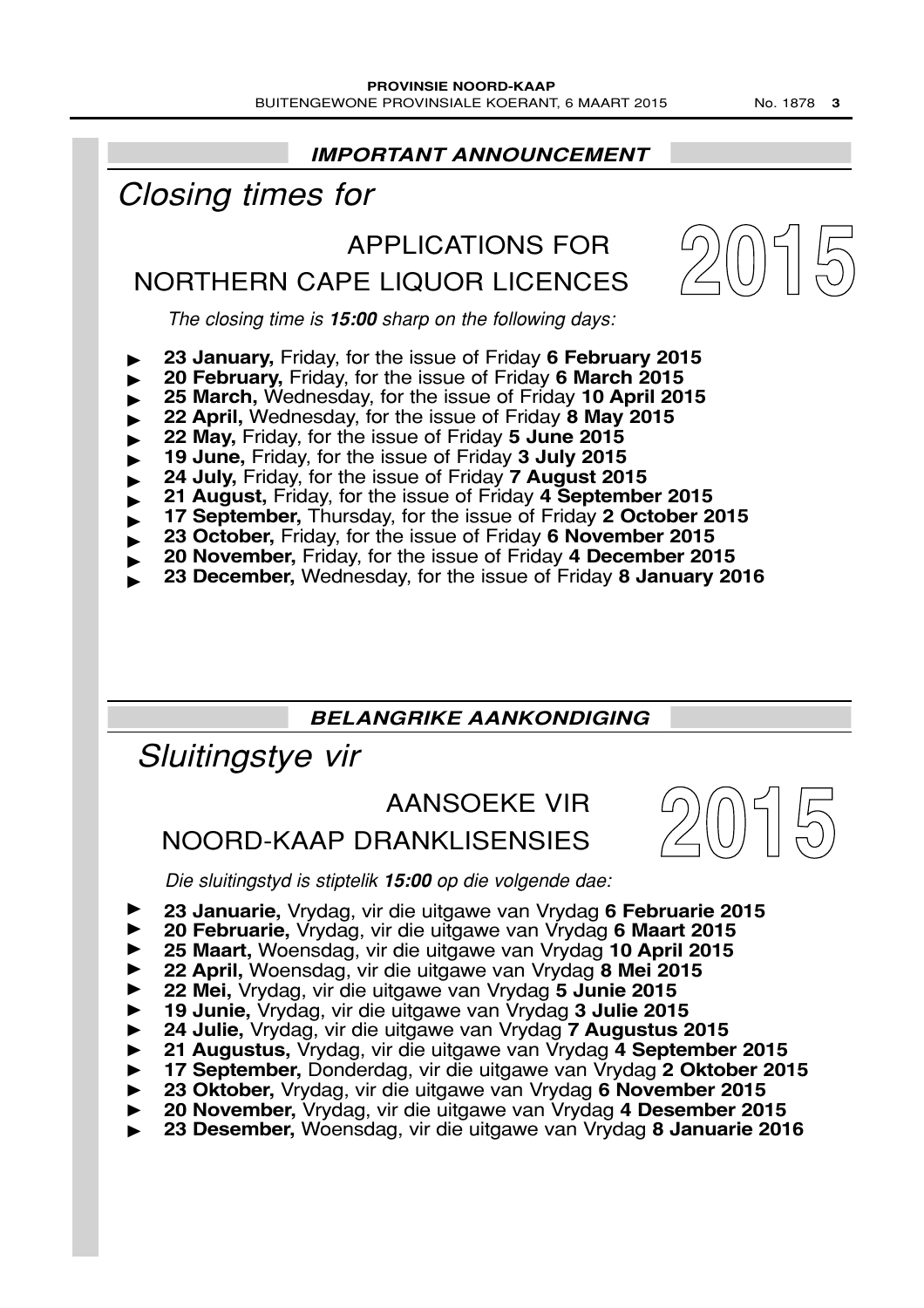**_IMPORTANT ANNOUNCEMENT_**

# *Closing times for*

## APPLICATIONS FOR NORTHERN CAPE LIQUOR LICENCES

**2015**

*The closing time is **15:00** sharp on the following days:*

- **23 January,** Friday, for the issue of Friday **6 February 2015**
- **20 February,** Friday, for the issue of Friday **6 March 2015**
- **25 March,** Wednesday, for the issue of Friday **10 April 2015**
- **22 April,** Wednesday, for the issue of Friday **8 May 2015**
- **22 May,** Friday, for the issue of Friday **5 June 2015**
- **19 June,** Friday, for the issue of Friday **3 July 2015**
- **24 July,** Friday, for the issue of Friday **7 August 2015**
- **21 August,** Friday, for the issue of Friday **4 September 2015**
- **17 September,** Thursday, for the issue of Friday **2 October 2015**
- **23 October,** Friday, for the issue of Friday **6 November 2015**
- **20 November,** Friday, for the issue of Friday **4 December 2015**
- **23 December,** Wednesday, for the issue of Friday **8 January 2016**

**_BELANGRIKE AANKONDIGING_**

# *Sluitingstye vir*

## AANSOEKE VIR NOORD-KAAP DRANKLISENSIES

**2015**

*Die sluitingstyd is stiptelik **15:00** op die volgende dae:*

- **23 Januarie,** Vrydag, vir die uitgawe van Vrydag **6 Februarie 2015**
- **20 Februarie,** Vrydag, vir die uitgawe van Vrydag **6 Maart 2015**
- **25 Maart,** Woensdag, vir die uitgawe van Vrydag **10 April 2015**
- **22 April,** Woensdag, vir die uitgawe van Vrydag **8 Mei 2015**
- **22 Mei,** Vrydag, vir die uitgawe van Vrydag **5 Junie 2015**
- **19 Junie,** Vrydag, vir die uitgawe van Vrydag **3 Julie 2015**
- **24 Julie,** Vrydag, vir die uitgawe van Vrydag **7 Augustus 2015**
- **21 Augustus,** Vrydag, vir die uitgawe van Vrydag **4 September 2015**
- **17 September,** Donderdag, vir die uitgawe van Vrydag **2 Oktober 2015**
- **23 Oktober,** Vrydag, vir die uitgawe van Vrydag **6 November 2015**
- **20 November,** Vrydag, vir die uitgawe van Vrydag **4 Desember 2015**
- **23 Desember,** Woensdag, vir die uitgawe van Vrydag **8 Januarie 2016**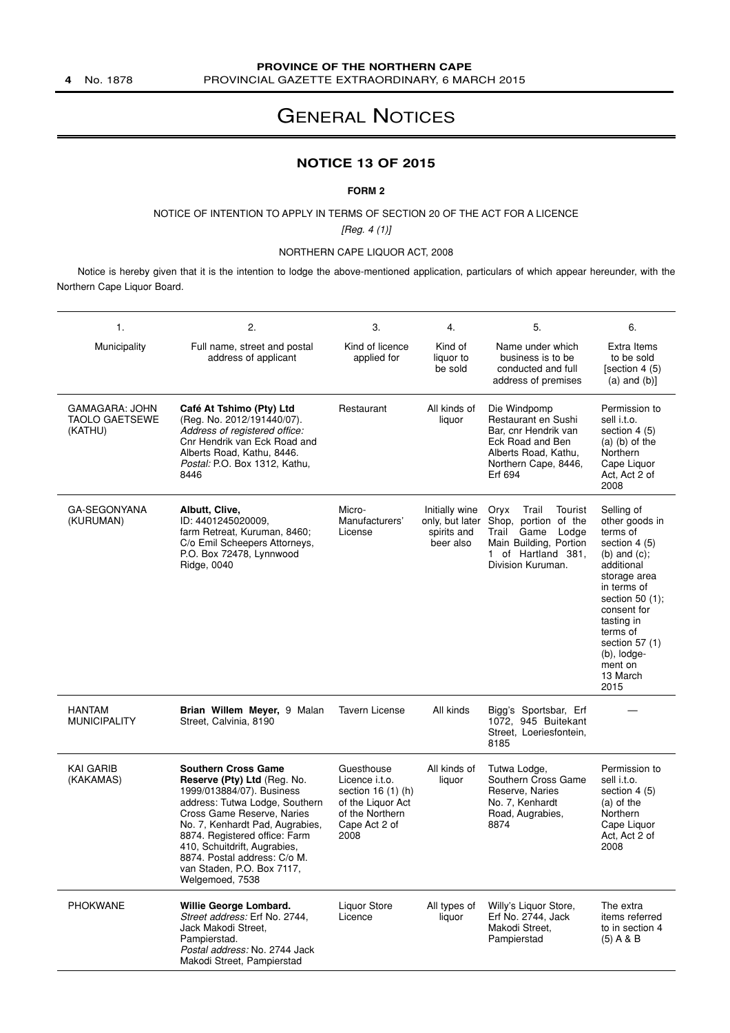# General Notices

## NOTICE 13 OF 2015

**FORM 2**

NOTICE OF INTENTION TO APPLY IN TERMS OF SECTION 20 OF THE ACT FOR A LICENCE

*[Reg. 4 (1)]*

NORTHERN CAPE LIQUOR ACT, 2008

Notice is hereby given that it is the intention to lodge the above-mentioned application, particulars of which appear hereunder, with the Northern Cape Liquor Board.

| 1. Municipality | 2. Full name, street and postal address of applicant | 3. Kind of licence applied for | 4. Kind of liquor to be sold | 5. Name under which business is to be conducted and full address of premises | 6. Extra Items to be sold [section 4 (5) (a) and (b)] |
|---|---|---|---|---|---|
| GAMAGARA: JOHN TAOLO GAETSEWE (KATHU) | **Café At Tshimo (Pty) Ltd** (Reg. No. 2012/191440/07). *Address of registered office:* Cnr Hendrik van Eck Road and Alberts Road, Kathu, 8446. *Postal:* P.O. Box 1312, Kathu, 8446 | Restaurant | All kinds of liquor | Die Windpomp Restaurant en Sushi Bar, cnr Hendrik van Eck Road and Ben Alberts Road, Kathu, Northern Cape, 8446, Erf 694 | Permission to sell i.t.o. section 4 (5) (a) (b) of the Northern Cape Liquor Act, Act 2 of 2008 |
| GA-SEGONYANA (KURUMAN) | **Albutt, Clive,** ID: 4401245020009, farm Retreat, Kuruman, 8460; C/o Emil Scheepers Attorneys, P.O. Box 72478, Lynnwood Ridge, 0040 | Micro-Manufacturers' License | Initially wine only, but later spirits and beer also | Oryx Trail Tourist Shop, portion of the Trail Game Lodge Main Building, Portion 1 of Hartland 381, Division Kuruman. | Selling of other goods in terms of section 4 (5) (b) and (c); additional storage area in terms of section 50 (1); consent for tasting in terms of section 57 (1) (b), lodgement on 13 March 2015 |
| HANTAM MUNICIPALITY | **Brian Willem Meyer,** 9 Malan Street, Calvinia, 8190 | Tavern License | All kinds | Bigg's Sportsbar, Erf 1072, 945 Buitekant Street, Loeriesfontein, 8185 | — |
| KAI GARIB (KAKAMAS) | **Southern Cross Game Reserve (Pty) Ltd** (Reg. No. 1999/013884/07). Business address: Tutwa Lodge, Southern Cross Game Reserve, Naries No. 7, Kenhardt Pad, Augrabies, 8874. Registered office: Farm 410, Schuitdrift, Augrabies, 8874. Postal address: C/o M. van Staden, P.O. Box 7117, Welgemoed, 7538 | Guesthouse Licence i.t.o. section 16 (1) (h) of the Liquor Act of the Northern Cape Act 2 of 2008 | All kinds of liquor | Tutwa Lodge, Southern Cross Game Reserve, Naries No. 7, Kenhardt Road, Augrabies, 8874 | Permission to sell i.t.o. section 4 (5) (a) of the Northern Cape Liquor Act, Act 2 of 2008 |
| PHOKWANE | **Willie George Lombard.** *Street address:* Erf No. 2744, Jack Makodi Street, Pampierstad. *Postal address:* No. 2744 Jack Makodi Street, Pampierstad | Liquor Store Licence | All types of liquor | Willy's Liquor Store, Erf No. 2744, Jack Makodi Street, Pampierstad | The extra items referred to in section 4 (5) A & B |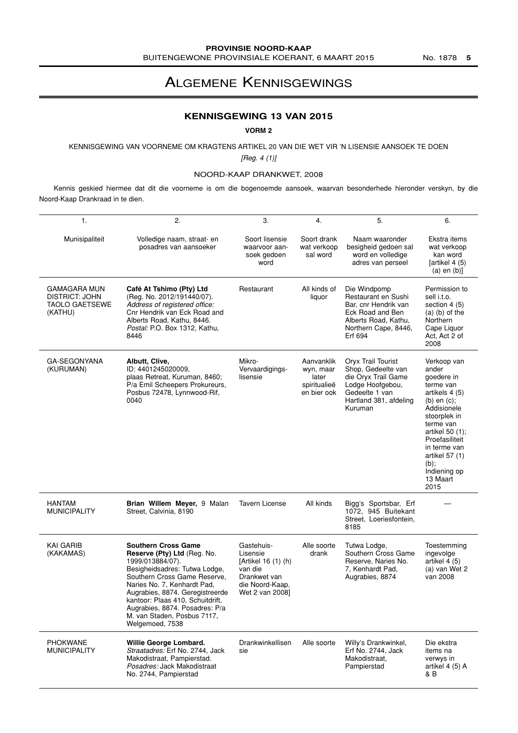# ALGEMENE KENNISGEWINGS

## KENNISGEWING 13 VAN 2015

**VORM 2**

KENNISGEWING VAN VOORNEME OM KRAGTENS ARTIKEL 20 VAN DIE WET VIR 'N LISENSIE AANSOEK TE DOEN

*[Reg. 4 (1)]*

NOORD-KAAP DRANKWET, 2008

Kennis geskied hiermee dat dit die voorneme is om die bogenoemde aansoek, waarvan besonderhede hieronder verskyn, by die Noord-Kaap Drankraad in te dien.

| 1. | 2. | 3. | 4. | 5. | 6. |
|---|---|---|---|---|---|
| Munisipaliteit | Volledige naam, straat- en posadres van aansoeker | Soort lisensie waarvoor aansoek gedoen word | Soort drank wat verkoop sal word | Naam waaronder besigheid gedoen sal word en volledige adres van perseel | Ekstra items wat verkoop kan word [artikel 4 (5) (a) en (b)] |
| GAMAGARA MUN DISTRICT: JOHN TAOLO GAETSEWE (KATHU) | **Café At Tshimo (Pty) Ltd** (Reg. No. 2012/191440/07). *Address of registered office:* Cnr Hendrik van Eck Road and Alberts Road, Kathu, 8446. *Postal:* P.O. Box 1312, Kathu, 8446 | Restaurant | All kinds of liquor | Die Windpomp Restaurant en Sushi Bar, cnr Hendrik van Eck Road and Ben Alberts Road, Kathu, Northern Cape, 8446, Erf 694 | Permission to sell i.t.o. section 4 (5) (a) (b) of the Northern Cape Liquor Act, Act 2 of 2008 |
| GA-SEGONYANA (KURUMAN) | **Albutt, Clive,** ID: 4401245020009, plaas Retreat, Kuruman, 8460; P/a Emil Scheepers Prokureurs, Posbus 72478, Lynnwood-Rif, 0040 | Mikro-Vervaardigingslisensie | Aanvanklik wyn, maar later spiritualieë en bier ook | Oryx Trail Tourist Shop, Gedeelte van die Oryx Trail Game Lodge Hoofgebou, Gedeelte 1 van Hartland 381, afdeling Kuruman | Verkoop van ander goedere in terme van artikels 4 (5) (b) en (c); Addisionele stoorplek in terme van artikel 50 (1); Proefasiliteit in terme van artikel 57 (1) (b); Indiening op 13 Maart 2015 |
| HANTAM MUNICIPALITY | **Brian Willem Meyer,** 9 Malan Street, Calvinia, 8190 | Tavern License | All kinds | Bigg's Sportsbar, Erf 1072, 945 Buitekant Street, Loeriesfontein, 8185 | — |
| KAI GARIB (KAKAMAS) | **Southern Cross Game Reserve (Pty) Ltd** (Reg. No. 1999/013884/07). Besigheidsadres: Tutwa Lodge, Southern Cross Game Reserve, Naries No. 7, Kenhardt Pad, Augrabies, 8874. Geregistreerde kantoor: Plaas 410, Schuitdrift, Augrabies, 8874. Posadres: P/a M. van Staden, Posbus 7117, Welgemoed, 7538 | Gastehuis-Lisensie [Artikel 16 (1) (h) van die Drankwet van die Noord-Kaap, Wet 2 van 2008] | Alle soorte drank | Tutwa Lodge, Southern Cross Game Reserve, Naries No. 7, Kenhardt Pad, Augrabies, 8874 | Toestemming ingevolge artikel 4 (5) (a) van Wet 2 van 2008 |
| PHOKWANE MUNICIPALITY | **Willie George Lombard.** *Straatadres:* Erf No. 2744, Jack Makodistraat, Pampierstad. *Posadres:* Jack Makodistraat No. 2744, Pampierstad | Drankwinkellisensie | Alle soorte | Willy's Drankwinkel, Erf No. 2744, Jack Makodistraat, Pampierstad | Die ekstra items na verwys in artikel 4 (5) A & B |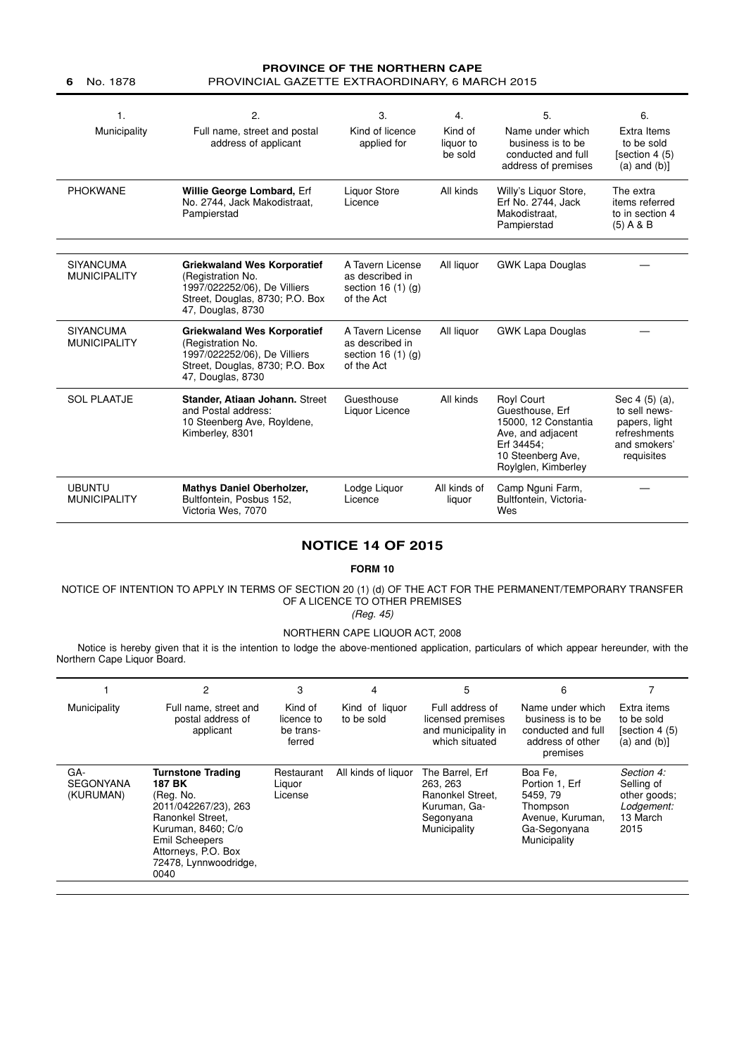| 1. Municipality | 2. Full name, street and postal address of applicant | 3. Kind of licence applied for | 4. Kind of liquor to be sold | 5. Name under which business is to be conducted and full address of premises | 6. Extra Items to be sold [section 4 (5) (a) and (b)] |
|---|---|---|---|---|---|
| PHOKWANE | **Willie George Lombard,** Erf No. 2744, Jack Makodistraat, Pampierstad | Liquor Store Licence | All kinds | Willy's Liquor Store, Erf No. 2744, Jack Makodistraat, Pampierstad | The extra items referred to in section 4 (5) A & B |
| SIYANCUMA MUNICIPALITY | **Griekwaland Wes Korporatief** (Registration No. 1997/022252/06), De Villiers Street, Douglas, 8730; P.O. Box 47, Douglas, 8730 | A Tavern License as described in section 16 (1) (g) of the Act | All liquor | GWK Lapa Douglas | — |
| SIYANCUMA MUNICIPALITY | **Griekwaland Wes Korporatief** (Registration No. 1997/022252/06), De Villiers Street, Douglas, 8730; P.O. Box 47, Douglas, 8730 | A Tavern License as described in section 16 (1) (g) of the Act | All liquor | GWK Lapa Douglas | — |
| SOL PLAATJE | **Stander, Atiaan Johann.** Street and Postal address: 10 Steenberg Ave, Royldene, Kimberley, 8301 | Guesthouse Liquor Licence | All kinds | Royl Court Guesthouse, Erf 15000, 12 Constantia Ave, and adjacent Erf 34454; 10 Steenberg Ave, Roylglen, Kimberley | Sec 4 (5) (a), to sell news-papers, light refreshments and smokers' requisites |
| UBUNTU MUNICIPALITY | **Mathys Daniel Oberholzer,** Bultfontein, Posbus 152, Victoria Wes, 7070 | Lodge Liquor Licence | All kinds of liquor | Camp Nguni Farm, Bultfontein, Victoria-Wes | — |

## NOTICE 14 OF 2015

**FORM 10**

NOTICE OF INTENTION TO APPLY IN TERMS OF SECTION 20 (1) (d) OF THE ACT FOR THE PERMANENT/TEMPORARY TRANSFER OF A LICENCE TO OTHER PREMISES

*(Reg. 45)*

NORTHERN CAPE LIQUOR ACT, 2008

Notice is hereby given that it is the intention to lodge the above-mentioned application, particulars of which appear hereunder, with the Northern Cape Liquor Board.

| 1 Municipality | 2 Full name, street and postal address of applicant | 3 Kind of licence to be trans-ferred | 4 Kind of liquor to be sold | 5 Full address of licensed premises and municipality in which situated | 6 Name under which business is to be conducted and full address of other premises | 7 Extra items to be sold [section 4 (5) (a) and (b)] |
|---|---|---|---|---|---|---|
| GA-SEGONYANA (KURUMAN) | **Turnstone Trading 187 BK** (Reg. No. 2011/042267/23), 263 Ranonkel Street, Kuruman, 8460; C/o Emil Scheepers Attorneys, P.O. Box 72478, Lynnwoodridge, 0040 | Restaurant Liquor License | All kinds of liquor | The Barrel, Erf 263, 263 Ranonkel Street, Kuruman, Ga-Segonyana Municipality | Boa Fe, Portion 1, Erf 5459, 79 Thompson Avenue, Kuruman, Ga-Segonyana Municipality | *Section 4:* Selling of other goods; *Lodgement:* 13 March 2015 |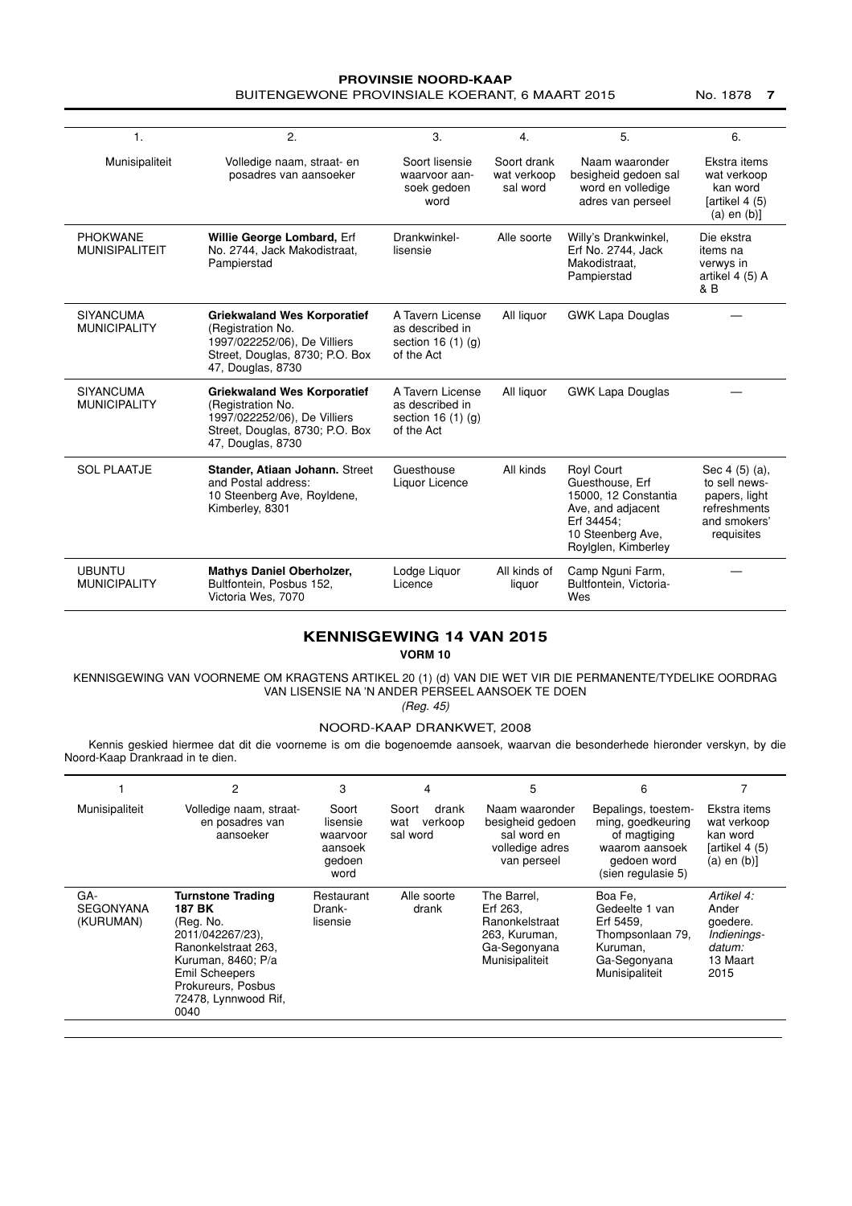| 1. | 2. | 3. | 4. | 5. | 6. |
|---|---|---|---|---|---|
| Munisipaliteit | Volledige naam, straat- en posadres van aansoeker | Soort lisensie waarvoor aansoek gedoen word | Soort drank wat verkoop sal word | Naam waaronder besigheid gedoen sal word en volledige adres van perseel | Ekstra items wat verkoop kan word [artikel 4 (5) (a) en (b)] |
| PHOKWANE MUNISIPALITEIT | **Willie George Lombard,** Erf No. 2744, Jack Makodistraat, Pampierstad | Drankwinkellisensie | Alle soorte | Willy's Drankwinkel, Erf No. 2744, Jack Makodistraat, Pampierstad | Die ekstra items na verwys in artikel 4 (5) A & B |
| SIYANCUMA MUNICIPALITY | **Griekwaland Wes Korporatief** (Registration No. 1997/022252/06), De Villiers Street, Douglas, 8730; P.O. Box 47, Douglas, 8730 | A Tavern License as described in section 16 (1) (g) of the Act | All liquor | GWK Lapa Douglas | — |
| SIYANCUMA MUNICIPALITY | **Griekwaland Wes Korporatief** (Registration No. 1997/022252/06), De Villiers Street, Douglas, 8730; P.O. Box 47, Douglas, 8730 | A Tavern License as described in section 16 (1) (g) of the Act | All liquor | GWK Lapa Douglas | — |
| SOL PLAATJE | **Stander, Atiaan Johann.** Street and Postal address: 10 Steenberg Ave, Royldene, Kimberley, 8301 | Guesthouse Liquor Licence | All kinds | Royl Court Guesthouse, Erf 15000, 12 Constantia Ave, and adjacent Erf 34454; 10 Steenberg Ave, Roylglen, Kimberley | Sec 4 (5) (a), to sell newspapers, light refreshments and smokers' requisites |
| UBUNTU MUNICIPALITY | **Mathys Daniel Oberholzer,** Bultfontein, Posbus 152, Victoria Wes, 7070 | Lodge Liquor Licence | All kinds of liquor | Camp Nguni Farm, Bultfontein, Victoria-Wes | — |

## KENNISGEWING 14 VAN 2015

**VORM 10**

KENNISGEWING VAN VOORNEME OM KRAGTENS ARTIKEL 20 (1) (d) VAN DIE WET VIR DIE PERMANENTE/TYDELIKE OORDRAG VAN LISENSIE NA 'N ANDER PERSEEL AANSOEK TE DOEN

*(Reg. 45)*

NOORD-KAAP DRANKWET, 2008

Kennis geskied hiermee dat dit die voorneme is om die bogenoemde aansoek, waarvan die besonderhede hieronder verskyn, by die Noord-Kaap Drankraad in te dien.

| 1 | 2 | 3 | 4 | 5 | 6 | 7 |
|---|---|---|---|---|---|---|
| Munisipaliteit | Volledige naam, straat- en posadres van aansoeker | Soort lisensie waarvoor aansoek gedoen word | Soort drank wat verkoop sal word | Naam waaronder besigheid gedoen sal word en volledige adres van perseel | Bepalings, toestemming, goedkeuring of magtiging waarom aansoek gedoen word (sien regulasie 5) | Ekstra items wat verkoop kan word [artikel 4 (5) (a) en (b)] |
| GA-SEGONYANA (KURUMAN) | **Turnstone Trading 187 BK** (Reg. No. 2011/042267/23), Ranonkelstraat 263, Kuruman, 8460; P/a Emil Scheepers Prokureurs, Posbus 72478, Lynnwood Rif, 0040 | Restaurant Dranklisensie | Alle soorte drank | The Barrel, Erf 263, Ranonkelstraat 263, Kuruman, Ga-Segonyana Munisipaliteit | Boa Fe, Gedeelte 1 van Erf 5459, Thompsonlaan 79, Kuruman, Ga-Segonyana Munisipaliteit | *Artikel 4:* Ander goedere. *Indieningsdatum:* 13 Maart 2015 |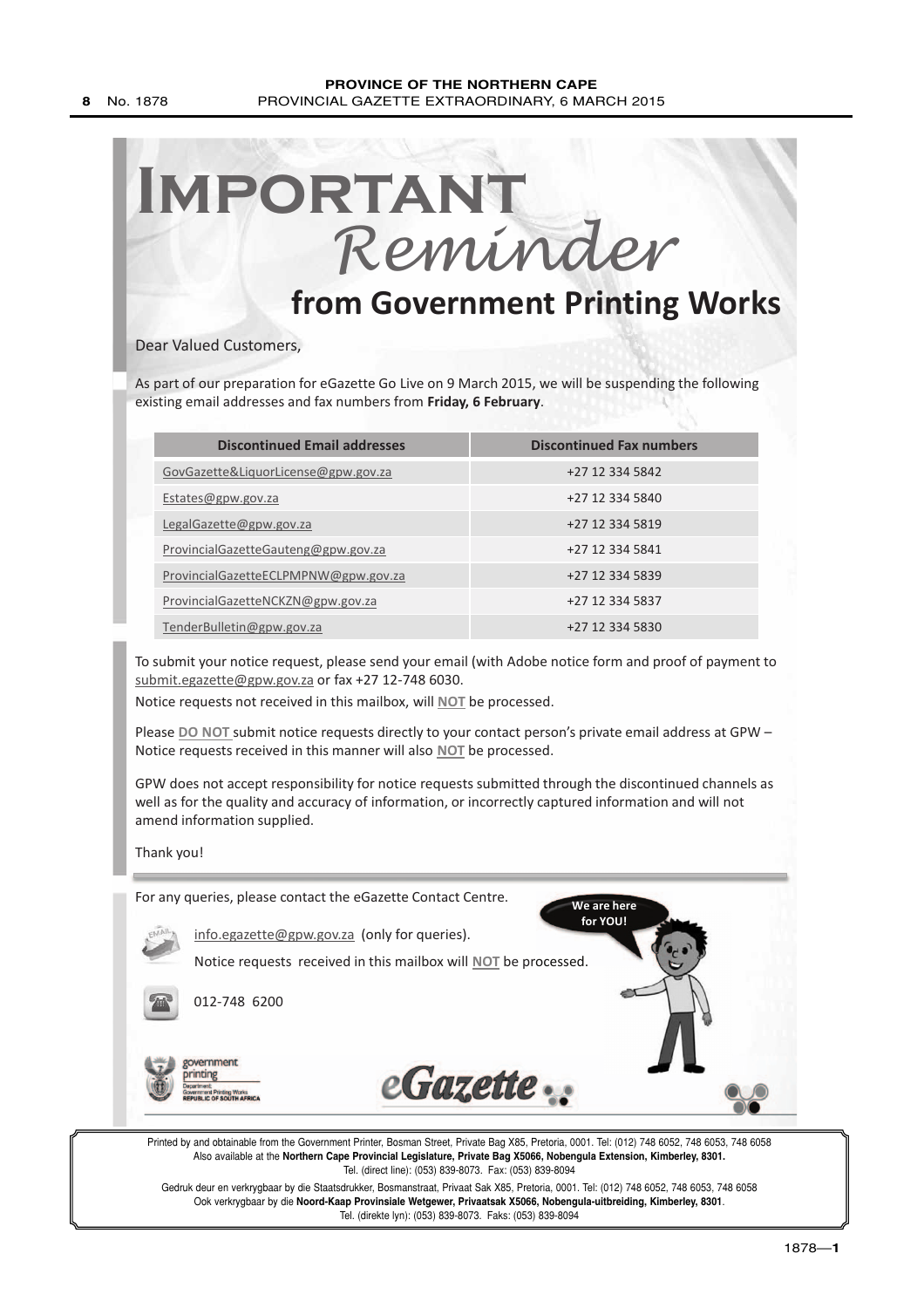# IMPORTANT *Reminder*

## from Government Printing Works

Dear Valued Customers,

As part of our preparation for eGazette Go Live on 9 March 2015, we will be suspending the following existing email addresses and fax numbers from **Friday, 6 February**.

| Discontinued Email addresses | Discontinued Fax numbers |
|---|---|
| GovGazette&LiquorLicense@gpw.gov.za | +27 12 334 5842 |
| Estates@gpw.gov.za | +27 12 334 5840 |
| LegalGazette@gpw.gov.za | +27 12 334 5819 |
| ProvincialGazetteGauteng@gpw.gov.za | +27 12 334 5841 |
| ProvincialGazetteECLPMPNW@gpw.gov.za | +27 12 334 5839 |
| ProvincialGazetteNCKZN@gpw.gov.za | +27 12 334 5837 |
| TenderBulletin@gpw.gov.za | +27 12 334 5830 |

To submit your notice request, please send your email (with Adobe notice form and proof of payment to submit.egazette@gpw.gov.za or fax +27 12-748 6030.

Notice requests not received in this mailbox, will **NOT** be processed.

Please **DO NOT** submit notice requests directly to your contact person's private email address at GPW – Notice requests received in this manner will also **NOT** be processed.

GPW does not accept responsibility for notice requests submitted through the discontinued channels as well as for the quality and accuracy of information, or incorrectly captured information and will not amend information supplied.

Thank you!

For any queries, please contact the eGazette Contact Centre.

**We are here for YOU!**

info.egazette@gpw.gov.za (only for queries).

Notice requests received in this mailbox will **NOT** be processed.

012-748 6200

government printing — Department: Government Printing Works, REPUBLIC OF SOUTH AFRICA

eGazette

Printed by and obtainable from the Government Printer, Bosman Street, Private Bag X85, Pretoria, 0001. Tel: (012) 748 6052, 748 6053, 748 6058
Also available at the **Northern Cape Provincial Legislature, Private Bag X5066, Nobengula Extension, Kimberley, 8301.**
Tel. (direct line): (053) 839-8073. Fax: (053) 839-8094

Gedruk deur en verkrygbaar by die Staatsdrukker, Bosmanstraat, Privaat Sak X85, Pretoria, 0001. Tel: (012) 748 6052, 748 6053, 748 6058
Ook verkrygbaar by die **Noord-Kaap Provinsiale Wetgewer, Privaatsak X5066, Nobengula-uitbreiding, Kimberley, 8301**.
Tel. (direkte lyn): (053) 839-8073. Faks: (053) 839-8094